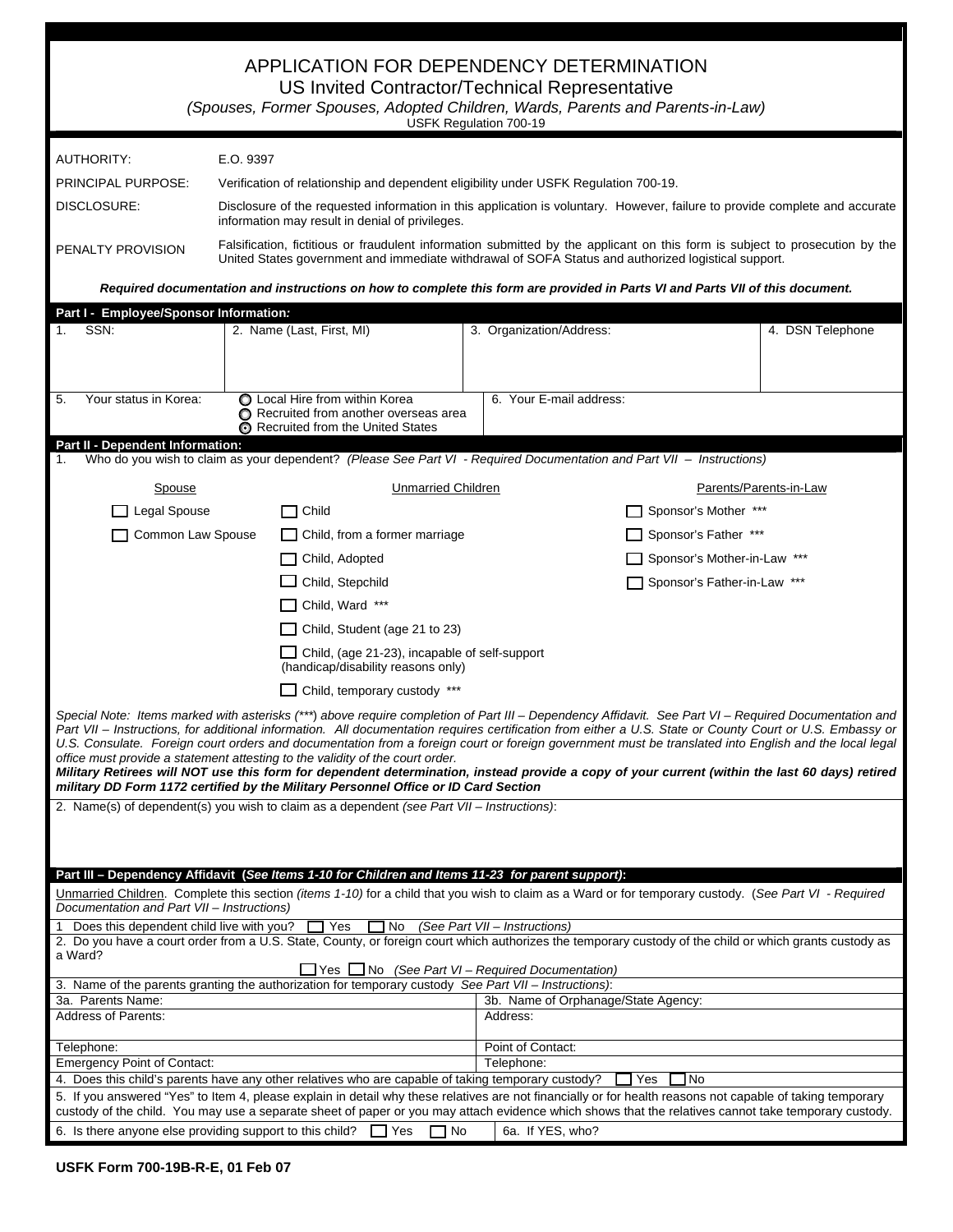# APPLICATION FOR DEPENDENCY DETERMINATION

## US Invited Contractor/Technical Representative

*(Spouses, Former Spouses, Adopted Children, Wards, Parents and Parents-in-Law)*

USFK Regulation 700-19

| | |
|---|---|
| AUTHORITY: | E.O. 9397 |
| PRINCIPAL PURPOSE: | Verification of relationship and dependent eligibility under USFK Regulation 700-19. |
| DISCLOSURE: | Disclosure of the requested information in this application is voluntary. However, failure to provide complete and accurate information may result in denial of privileges. |
| PENALTY PROVISION | Falsification, fictitious or fraudulent information submitted by the applicant on this form is subject to prosecution by the United States government and immediate withdrawal of SOFA Status and authorized logistical support. |

***Required documentation and instructions on how to complete this form are provided in Parts VI and Parts VII of this document.***

### Part I - Employee/Sponsor Information:

| 1. SSN: | 2. Name (Last, First, MI) | 3. Organization/Address: | 4. DSN Telephone |
|---|---|---|---|
| | | | |

5. Your status in Korea:
- ○ Local Hire from within Korea
- ○ Recruited from another overseas area
- ⊙ Recruited from the United States

6. Your E-mail address:

### Part II - Dependent Information:

1. Who do you wish to claim as your dependent? *(Please See Part VI - Required Documentation and Part VII – Instructions)*

| Spouse | Unmarried Children | Parents/Parents-in-Law |
|---|---|---|
| ☐ Legal Spouse | ☐ Child | ☐ Sponsor's Mother *** |
| ☐ Common Law Spouse | ☐ Child, from a former marriage | ☐ Sponsor's Father *** |
| | ☐ Child, Adopted | ☐ Sponsor's Mother-in-Law *** |
| | ☐ Child, Stepchild | ☐ Sponsor's Father-in-Law *** |
| | ☐ Child, Ward *** | |
| | ☐ Child, Student (age 21 to 23) | |
| | ☐ Child, (age 21-23), incapable of self-support (handicap/disability reasons only) | |
| | ☐ Child, temporary custody *** | |

*Special Note: Items marked with asterisks (***) above require completion of Part III – Dependency Affidavit. See Part VI – Required Documentation and Part VII – Instructions, for additional information. All documentation requires certification from either a U.S. State or County Court or U.S. Embassy or U.S. Consulate. Foreign court orders and documentation from a foreign court or foreign government must be translated into English and the local legal office must provide a statement attesting to the validity of the court order.*
***Military Retirees will NOT use this form for dependent determination, instead provide a copy of your current (within the last 60 days) retired military DD Form 1172 certified by the Military Personnel Office or ID Card Section***

2. Name(s) of dependent(s) you wish to claim as a dependent *(see Part VII – Instructions)*:

### Part III – Dependency Affidavit (*See Items 1-10 for Children and Items 11-23 for parent support*):

Unmarried Children. Complete this section *(items 1-10)* for a child that you wish to claim as a Ward or for temporary custody. (*See Part VI - Required Documentation and Part VII – Instructions)*

1 Does this dependent child live with you? ☐ Yes ☐ No *(See Part VII – Instructions)*

2. Do you have a court order from a U.S. State, County, or foreign court which authorizes the temporary custody of the child or which grants custody as a Ward?
☐ Yes ☐ No *(See Part VI – Required Documentation)*

3. Name of the parents granting the authorization for temporary custody *See Part VII – Instructions)*:

| 3a. Parents Name: | 3b. Name of Orphanage/State Agency: |
|---|---|
| Address of Parents: | Address: |
| Telephone: | Point of Contact: |
| Emergency Point of Contact: | Telephone: |

4. Does this child's parents have any other relatives who are capable of taking temporary custody? ☐ Yes ☐ No

5. If you answered "Yes" to Item 4, please explain in detail why these relatives are not financially or for health reasons not capable of taking temporary custody of the child. You may use a separate sheet of paper or you may attach evidence which shows that the relatives cannot take temporary custody.

6. Is there anyone else providing support to this child? ☐ Yes ☐ No | 6a. If YES, who?

**USFK Form 700-19B-R-E, 01 Feb 07**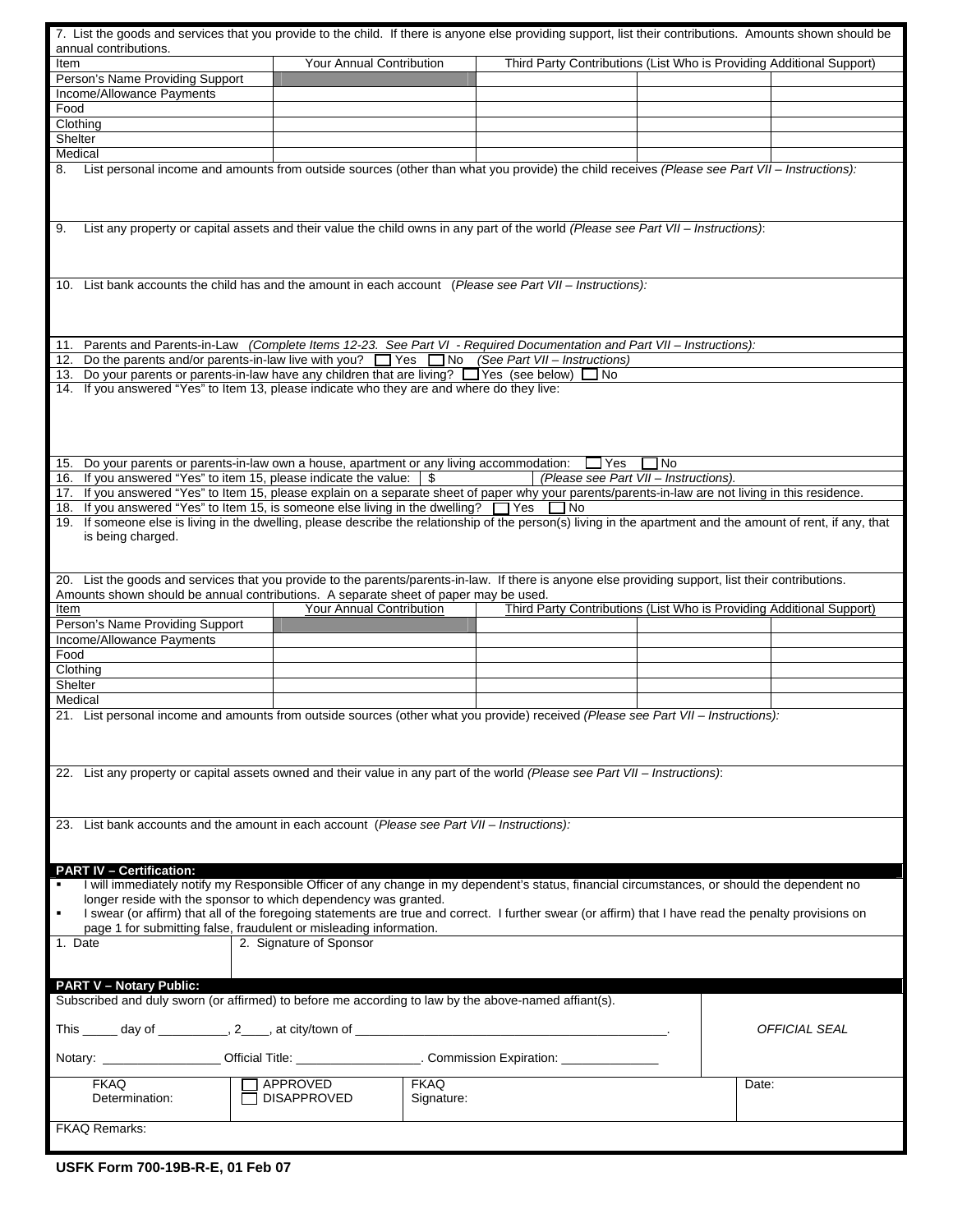7. List the goods and services that you provide to the child. If there is anyone else providing support, list their contributions. Amounts shown should be annual contributions.

| Item | Your Annual Contribution | Third Party Contributions (List Who is Providing Additional Support) | | |
|---|---|---|---|---|
| Person's Name Providing Support | | | | |
| Income/Allowance Payments | | | | |
| Food | | | | |
| Clothing | | | | |
| Shelter | | | | |
| Medical | | | | |

8. List personal income and amounts from outside sources (other than what you provide) the child receives *(Please see Part VII – Instructions):*

9. List any property or capital assets and their value the child owns in any part of the world *(Please see Part VII – Instructions)*:

10. List bank accounts the child has and the amount in each account (*Please see Part VII – Instructions):*

11. Parents and Parents-in-Law *(Complete Items 12-23. See Part VI - Required Documentation and Part VII – Instructions):*

12. Do the parents and/or parents-in-law live with you? ☐ Yes ☐ No *(See Part VII – Instructions)*

13. Do your parents or parents-in-law have any children that are living? ☐ Yes (see below) ☐ No

14. If you answered "Yes" to Item 13, please indicate who they are and where do they live:

15. Do your parents or parents-in-law own a house, apartment or any living accommodation: ☐ Yes ☐ No

16. If you answered "Yes" to item 15, please indicate the value: $ *(Please see Part VII – Instructions).*

17. If you answered "Yes" to Item 15, please explain on a separate sheet of paper why your parents/parents-in-law are not living in this residence.

18. If you answered "Yes" to Item 15, is someone else living in the dwelling? ☐ Yes ☐ No

19. If someone else is living in the dwelling, please describe the relationship of the person(s) living in the apartment and the amount of rent, if any, that is being charged.

20. List the goods and services that you provide to the parents/parents-in-law. If there is anyone else providing support, list their contributions. Amounts shown should be annual contributions. A separate sheet of paper may be used.

| Item | Your Annual Contribution | Third Party Contributions (List Who is Providing Additional Support) | | |
|---|---|---|---|---|
| Person's Name Providing Support | | | | |
| Income/Allowance Payments | | | | |
| Food | | | | |
| Clothing | | | | |
| Shelter | | | | |
| Medical | | | | |

21. List personal income and amounts from outside sources (other what you provide) received *(Please see Part VII – Instructions):*

22. List any property or capital assets owned and their value in any part of the world *(Please see Part VII – Instructions)*:

23. List bank accounts and the amount in each account (*Please see Part VII – Instructions):*

**PART IV – Certification:**

- I will immediately notify my Responsible Officer of any change in my dependent's status, financial circumstances, or should the dependent no longer reside with the sponsor to which dependency was granted.
- I swear (or affirm) that all of the foregoing statements are true and correct. I further swear (or affirm) that I have read the penalty provisions on page 1 for submitting false, fraudulent or misleading information.

| 1. Date | 2. Signature of Sponsor |
|---|---|
| | |

**PART V – Notary Public:**

Subscribed and duly sworn (or affirmed) to before me according to law by the above-named affiant(s).

This _____ day of __________, 2____, at city/town of ____________________________________________.

Notary: _________________ Official Title: _________________. Commission Expiration: ______________

*OFFICIAL SEAL*

| FKAQ Determination: | ☐ APPROVED ☐ DISAPPROVED | FKAQ Signature: | Date: |
|---|---|---|---|

FKAQ Remarks:

**USFK Form 700-19B-R-E, 01 Feb 07**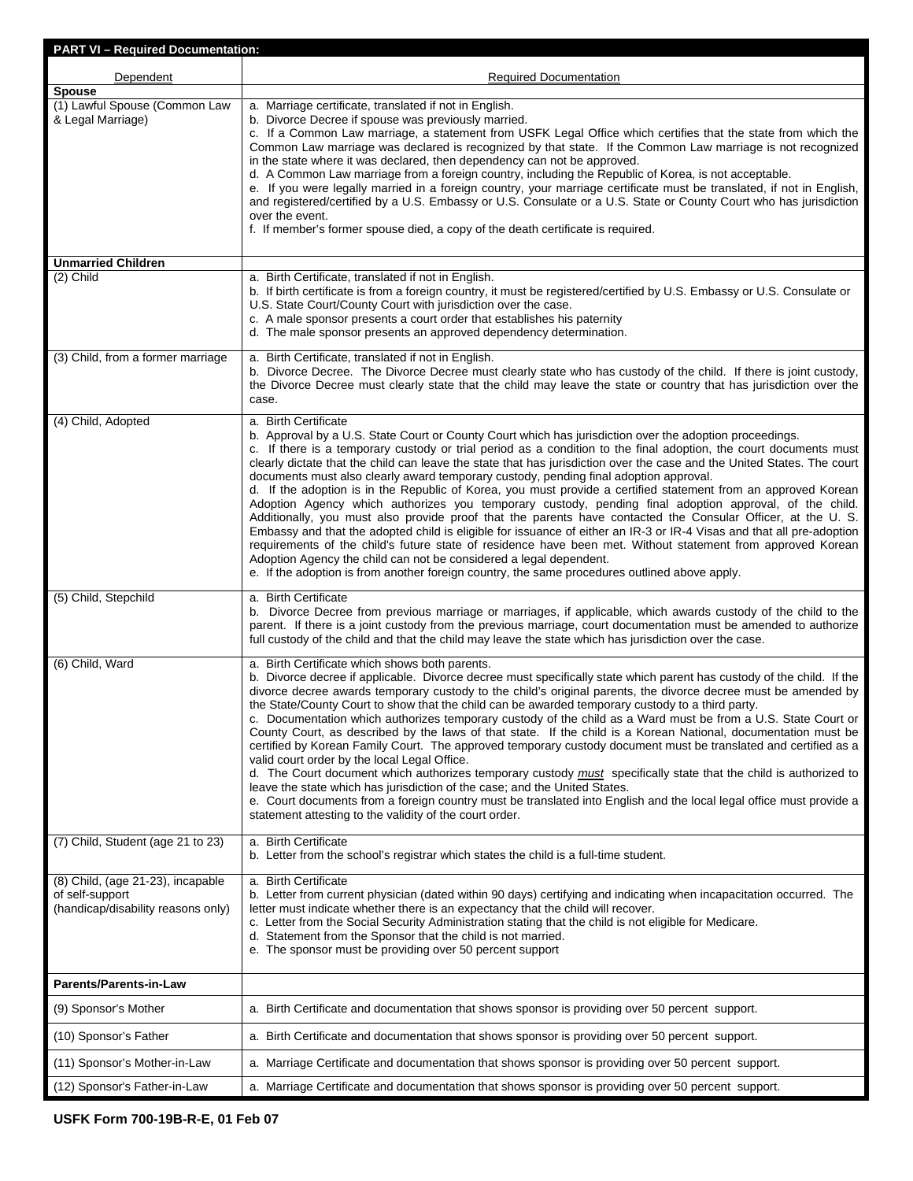**PART VI – Required Documentation:**

| Dependent | Required Documentation |
|---|---|
| **Spouse** | |
| (1) Lawful Spouse (Common Law & Legal Marriage) | a. Marriage certificate, translated if not in English.<br>b. Divorce Decree if spouse was previously married.<br>c. If a Common Law marriage, a statement from USFK Legal Office which certifies that the state from which the Common Law marriage was declared is recognized by that state. If the Common Law marriage is not recognized in the state where it was declared, then dependency can not be approved.<br>d. A Common Law marriage from a foreign country, including the Republic of Korea, is not acceptable.<br>e. If you were legally married in a foreign country, your marriage certificate must be translated, if not in English, and registered/certified by a U.S. Embassy or U.S. Consulate or a U.S. State or County Court who has jurisdiction over the event.<br>f. If member's former spouse died, a copy of the death certificate is required. |
| **Unmarried Children** | |
| (2) Child | a. Birth Certificate, translated if not in English.<br>b. If birth certificate is from a foreign country, it must be registered/certified by U.S. Embassy or U.S. Consulate or U.S. State Court/County Court with jurisdiction over the case.<br>c. A male sponsor presents a court order that establishes his paternity<br>d. The male sponsor presents an approved dependency determination. |
| (3) Child, from a former marriage | a. Birth Certificate, translated if not in English.<br>b. Divorce Decree. The Divorce Decree must clearly state who has custody of the child. If there is joint custody, the Divorce Decree must clearly state that the child may leave the state or country that has jurisdiction over the case. |
| (4) Child, Adopted | a. Birth Certificate<br>b. Approval by a U.S. State Court or County Court which has jurisdiction over the adoption proceedings.<br>c. If there is a temporary custody or trial period as a condition to the final adoption, the court documents must clearly dictate that the child can leave the state that has jurisdiction over the case and the United States. The court documents must also clearly award temporary custody, pending final adoption approval.<br>d. If the adoption is in the Republic of Korea, you must provide a certified statement from an approved Korean Adoption Agency which authorizes you temporary custody, pending final adoption approval, of the child. Additionally, you must also provide proof that the parents have contacted the Consular Officer, at the U. S. Embassy and that the adopted child is eligible for issuance of either an IR-3 or IR-4 Visas and that all pre-adoption requirements of the child's future state of residence have been met. Without statement from approved Korean Adoption Agency the child can not be considered a legal dependent.<br>e. If the adoption is from another foreign country, the same procedures outlined above apply. |
| (5) Child, Stepchild | a. Birth Certificate<br>b. Divorce Decree from previous marriage or marriages, if applicable, which awards custody of the child to the parent. If there is a joint custody from the previous marriage, court documentation must be amended to authorize full custody of the child and that the child may leave the state which has jurisdiction over the case. |
| (6) Child, Ward | a. Birth Certificate which shows both parents.<br>b. Divorce decree if applicable. Divorce decree must specifically state which parent has custody of the child. If the divorce decree awards temporary custody to the child's original parents, the divorce decree must be amended by the State/County Court to show that the child can be awarded temporary custody to a third party.<br>c. Documentation which authorizes temporary custody of the child as a Ward must be from a U.S. State Court or County Court, as described by the laws of that state. If the child is a Korean National, documentation must be certified by Korean Family Court. The approved temporary custody document must be translated and certified as a valid court order by the local Legal Office.<br>d. The Court document which authorizes temporary custody ***must*** specifically state that the child is authorized to leave the state which has jurisdiction of the case; and the United States.<br>e. Court documents from a foreign country must be translated into English and the local legal office must provide a statement attesting to the validity of the court order. |
| (7) Child, Student (age 21 to 23) | a. Birth Certificate<br>b. Letter from the school's registrar which states the child is a full-time student. |
| (8) Child, (age 21-23), incapable of self-support (handicap/disability reasons only) | a. Birth Certificate<br>b. Letter from current physician (dated within 90 days) certifying and indicating when incapacitation occurred. The letter must indicate whether there is an expectancy that the child will recover.<br>c. Letter from the Social Security Administration stating that the child is not eligible for Medicare.<br>d. Statement from the Sponsor that the child is not married.<br>e. The sponsor must be providing over 50 percent support |
| **Parents/Parents-in-Law** | |
| (9) Sponsor's Mother | a. Birth Certificate and documentation that shows sponsor is providing over 50 percent support. |
| (10) Sponsor's Father | a. Birth Certificate and documentation that shows sponsor is providing over 50 percent support. |
| (11) Sponsor's Mother-in-Law | a. Marriage Certificate and documentation that shows sponsor is providing over 50 percent support. |
| (12) Sponsor's Father-in-Law | a. Marriage Certificate and documentation that shows sponsor is providing over 50 percent support. |

**USFK Form 700-19B-R-E, 01 Feb 07**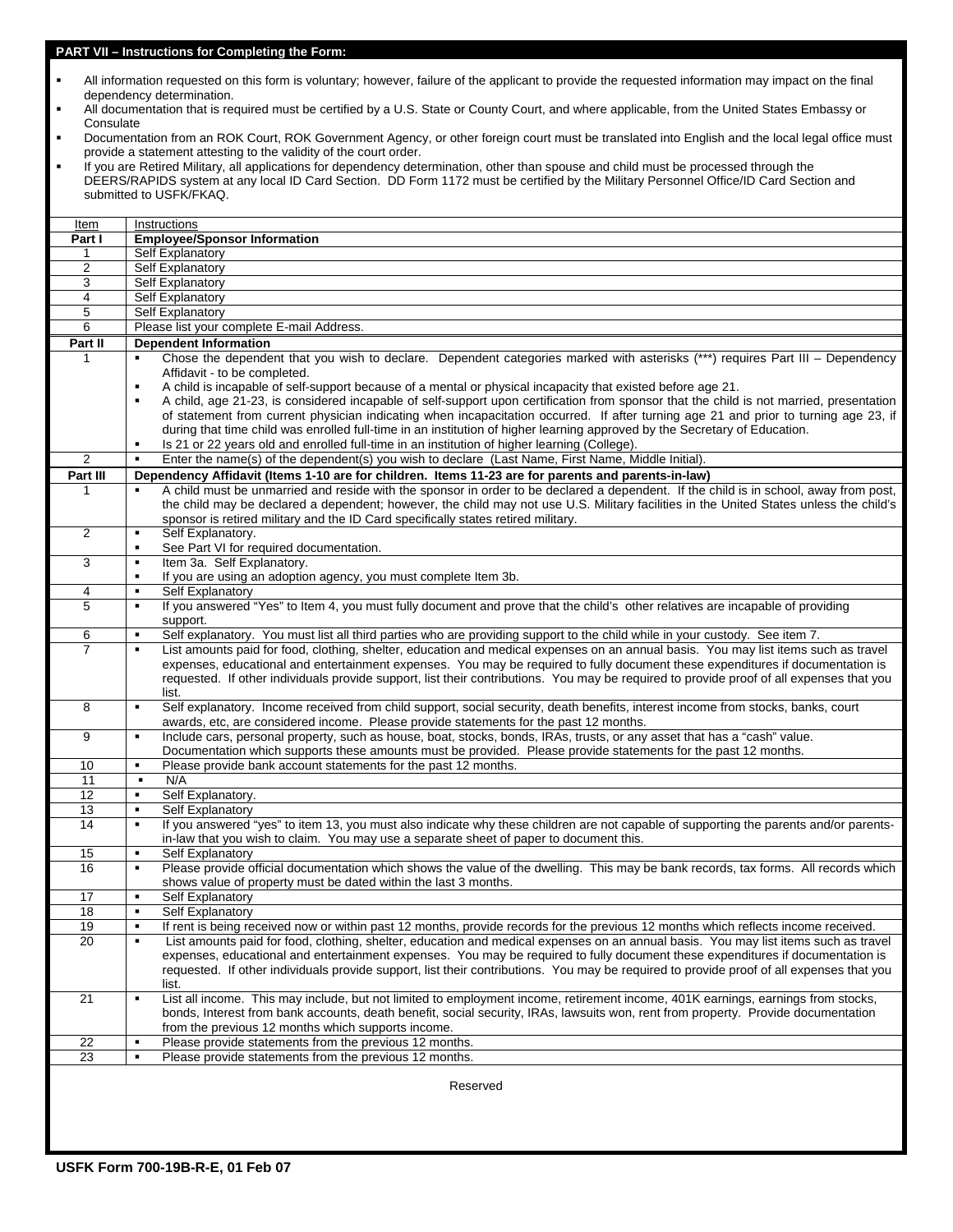## PART VII – Instructions for Completing the Form:

- All information requested on this form is voluntary; however, failure of the applicant to provide the requested information may impact on the final dependency determination.
- All documentation that is required must be certified by a U.S. State or County Court, and where applicable, from the United States Embassy or Consulate
- Documentation from an ROK Court, ROK Government Agency, or other foreign court must be translated into English and the local legal office must provide a statement attesting to the validity of the court order.
- If you are Retired Military, all applications for dependency determination, other than spouse and child must be processed through the DEERS/RAPIDS system at any local ID Card Section. DD Form 1172 must be certified by the Military Personnel Office/ID Card Section and submitted to USFK/FKAQ.

| Item | Instructions |
|---|---|
| **Part I** | **Employee/Sponsor Information** |
| 1 | Self Explanatory |
| 2 | Self Explanatory |
| 3 | Self Explanatory |
| 4 | Self Explanatory |
| 5 | Self Explanatory |
| 6 | Please list your complete E-mail Address. |
| **Part II** | **Dependent Information** |
| 1 | ▪ Chose the dependent that you wish to declare. Dependent categories marked with asterisks (***) requires Part III – Dependency Affidavit - to be completed.<br>▪ A child is incapable of self-support because of a mental or physical incapacity that existed before age 21.<br>▪ A child, age 21-23, is considered incapable of self-support upon certification from sponsor that the child is not married, presentation of statement from current physician indicating when incapacitation occurred. If after turning age 21 and prior to turning age 23, if during that time child was enrolled full-time in an institution of higher learning approved by the Secretary of Education.<br>▪ Is 21 or 22 years old and enrolled full-time in an institution of higher learning (College). |
| 2 | ▪ Enter the name(s) of the dependent(s) you wish to declare (Last Name, First Name, Middle Initial). |
| **Part III** | **Dependency Affidavit (Items 1-10 are for children. Items 11-23 are for parents and parents-in-law)** |
| 1 | ▪ A child must be unmarried and reside with the sponsor in order to be declared a dependent. If the child is in school, away from post, the child may be declared a dependent; however, the child may not use U.S. Military facilities in the United States unless the child's sponsor is retired military and the ID Card specifically states retired military. |
| 2 | ▪ Self Explanatory.<br>▪ See Part VI for required documentation. |
| 3 | ▪ Item 3a. Self Explanatory.<br>▪ If you are using an adoption agency, you must complete Item 3b. |
| 4 | ▪ Self Explanatory |
| 5 | ▪ If you answered "Yes" to Item 4, you must fully document and prove that the child's other relatives are incapable of providing support. |
| 6 | ▪ Self explanatory. You must list all third parties who are providing support to the child while in your custody. See item 7. |
| 7 | ▪ List amounts paid for food, clothing, shelter, education and medical expenses on an annual basis. You may list items such as travel expenses, educational and entertainment expenses. You may be required to fully document these expenditures if documentation is requested. If other individuals provide support, list their contributions. You may be required to provide proof of all expenses that you list. |
| 8 | ▪ Self explanatory. Income received from child support, social security, death benefits, interest income from stocks, banks, court awards, etc, are considered income. Please provide statements for the past 12 months. |
| 9 | ▪ Include cars, personal property, such as house, boat, stocks, bonds, IRAs, trusts, or any asset that has a "cash" value. Documentation which supports these amounts must be provided. Please provide statements for the past 12 months. |
| 10 | ▪ Please provide bank account statements for the past 12 months. |
| 11 | ▪ N/A |
| 12 | ▪ Self Explanatory. |
| 13 | ▪ Self Explanatory |
| 14 | ▪ If you answered "yes" to item 13, you must also indicate why these children are not capable of supporting the parents and/or parents-in-law that you wish to claim. You may use a separate sheet of paper to document this. |
| 15 | ▪ Self Explanatory |
| 16 | ▪ Please provide official documentation which shows the value of the dwelling. This may be bank records, tax forms. All records which shows value of property must be dated within the last 3 months. |
| 17 | ▪ Self Explanatory |
| 18 | ▪ Self Explanatory |
| 19 | ▪ If rent is being received now or within past 12 months, provide records for the previous 12 months which reflects income received. |
| 20 | ▪ List amounts paid for food, clothing, shelter, education and medical expenses on an annual basis. You may list items such as travel expenses, educational and entertainment expenses. You may be required to fully document these expenditures if documentation is requested. If other individuals provide support, list their contributions. You may be required to provide proof of all expenses that you list. |
| 21 | ▪ List all income. This may include, but not limited to employment income, retirement income, 401K earnings, earnings from stocks, bonds, Interest from bank accounts, death benefit, social security, IRAs, lawsuits won, rent from property. Provide documentation from the previous 12 months which supports income. |
| 22 | ▪ Please provide statements from the previous 12 months. |
| 23 | ▪ Please provide statements from the previous 12 months. |

Reserved

USFK Form 700-19B-R-E, 01 Feb 07